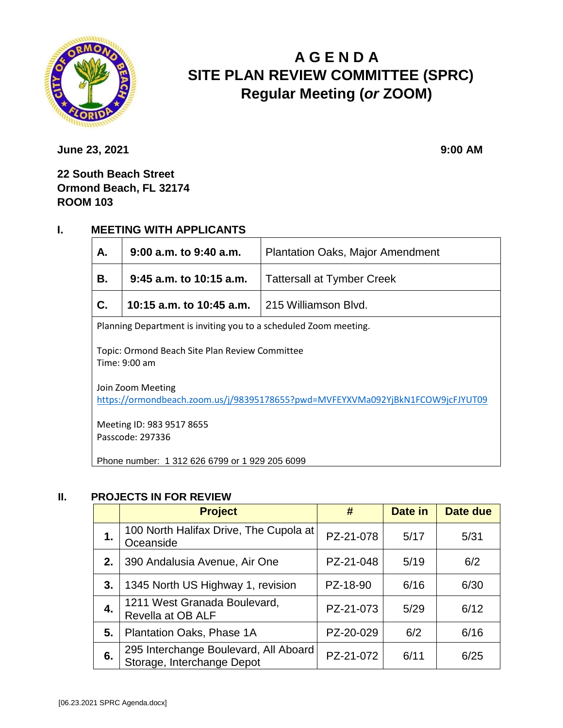# A G E N D A
# SITE PLAN REVIEW COMMITTEE (SPRC)
# Regular Meeting (*or* ZOOM)

**June 23, 2021** **9:00 AM**

**22 South Beach Street**
**Ormond Beach, FL 32174**
**ROOM 103**

## I. MEETING WITH APPLICANTS

| | | |
|---|---|---|
| **A.** | **9:00 a.m. to 9:40 a.m.** | Plantation Oaks, Major Amendment |
| **B.** | **9:45 a.m. to 10:15 a.m.** | Tattersall at Tymber Creek |
| **C.** | **10:15 a.m. to 10:45 a.m.** | 215 Williamson Blvd. |

Planning Department is inviting you to a scheduled Zoom meeting.

Topic: Ormond Beach Site Plan Review Committee
Time: 9:00 am

Join Zoom Meeting
https://ormondbeach.zoom.us/j/98395178655?pwd=MVFEYXVMa092YjBkN1FCOW9jcFJYUT09

Meeting ID: 983 9517 8655
Passcode: 297336

Phone number: 1 312 626 6799 or 1 929 205 6099

## II. PROJECTS IN FOR REVIEW

| | Project | # | Date in | Date due |
|---|---|---|---|---|
| **1.** | 100 North Halifax Drive, The Cupola at Oceanside | PZ-21-078 | 5/17 | 5/31 |
| **2.** | 390 Andalusia Avenue, Air One | PZ-21-048 | 5/19 | 6/2 |
| **3.** | 1345 North US Highway 1, revision | PZ-18-90 | 6/16 | 6/30 |
| **4.** | 1211 West Granada Boulevard, Revella at OB ALF | PZ-21-073 | 5/29 | 6/12 |
| **5.** | Plantation Oaks, Phase 1A | PZ-20-029 | 6/2 | 6/16 |
| **6.** | 295 Interchange Boulevard, All Aboard Storage, Interchange Depot | PZ-21-072 | 6/11 | 6/25 |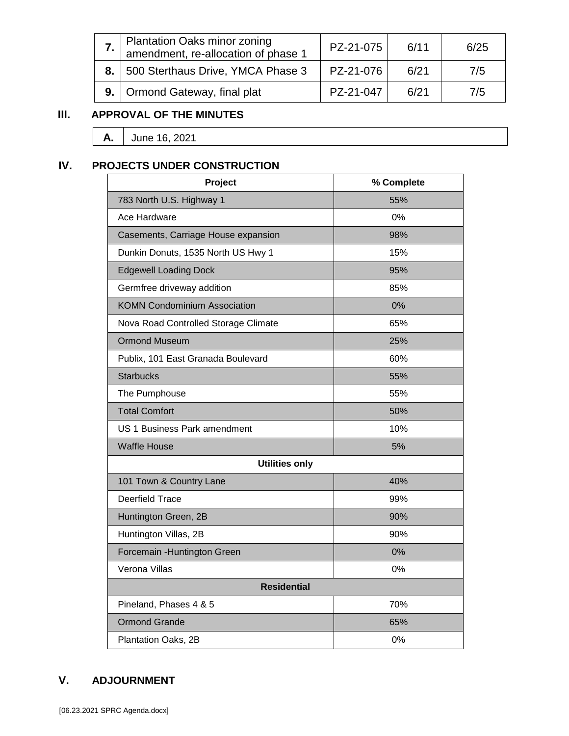| | | | | |
|---|---|---|---|---|
| **7.** | Plantation Oaks minor zoning amendment, re-allocation of phase 1 | PZ-21-075 | 6/11 | 6/25 |
| **8.** | 500 Sterthaus Drive, YMCA Phase 3 | PZ-21-076 | 6/21 | 7/5 |
| **9.** | Ormond Gateway, final plat | PZ-21-047 | 6/21 | 7/5 |

## III. APPROVAL OF THE MINUTES

| | |
|---|---|
| **A.** | June 16, 2021 |

## IV. PROJECTS UNDER CONSTRUCTION

| Project | % Complete |
|---|---|
| 783 North U.S. Highway 1 | 55% |
| Ace Hardware | 0% |
| Casements, Carriage House expansion | 98% |
| Dunkin Donuts, 1535 North US Hwy 1 | 15% |
| Edgewell Loading Dock | 95% |
| Germfree driveway addition | 85% |
| KOMN Condominium Association | 0% |
| Nova Road Controlled Storage Climate | 65% |
| Ormond Museum | 25% |
| Publix, 101 East Granada Boulevard | 60% |
| Starbucks | 55% |
| The Pumphouse | 55% |
| Total Comfort | 50% |
| US 1 Business Park amendment | 10% |
| Waffle House | 5% |
| **Utilities only** | |
| 101 Town & Country Lane | 40% |
| Deerfield Trace | 99% |
| Huntington Green, 2B | 90% |
| Huntington Villas, 2B | 90% |
| Forcemain -Huntington Green | 0% |
| Verona Villas | 0% |
| **Residential** | |
| Pineland, Phases 4 & 5 | 70% |
| Ormond Grande | 65% |
| Plantation Oaks, 2B | 0% |

## V. ADJOURNMENT

[06.23.2021 SPRC Agenda.docx]